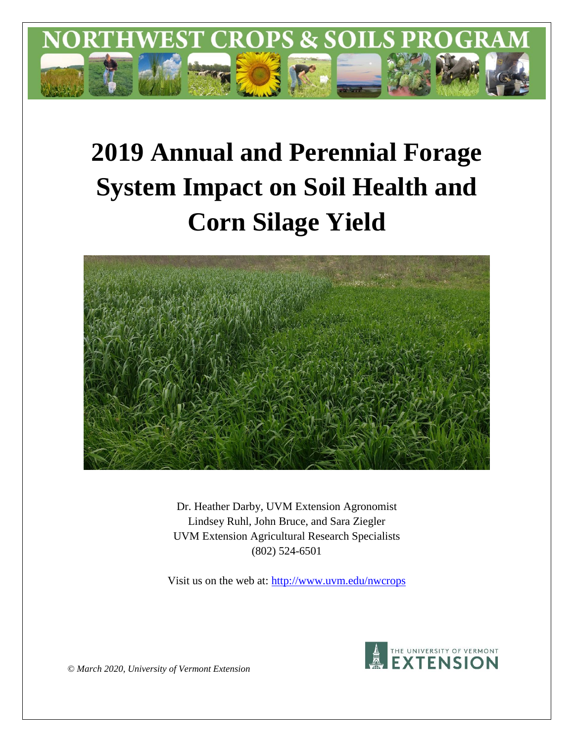# NORTHWEST CROPS & SOILS PROGRAM

# 2019 Annual and Perennial Forage System Impact on Soil Health and Corn Silage Yield

Dr. Heather Darby, UVM Extension Agronomist
Lindsey Ruhl, John Bruce, and Sara Ziegler
UVM Extension Agricultural Research Specialists
(802) 524-6501

Visit us on the web at: http://www.uvm.edu/nwcrops

*© March 2020, University of Vermont Extension*

THE UNIVERSITY OF VERMONT EXTENSION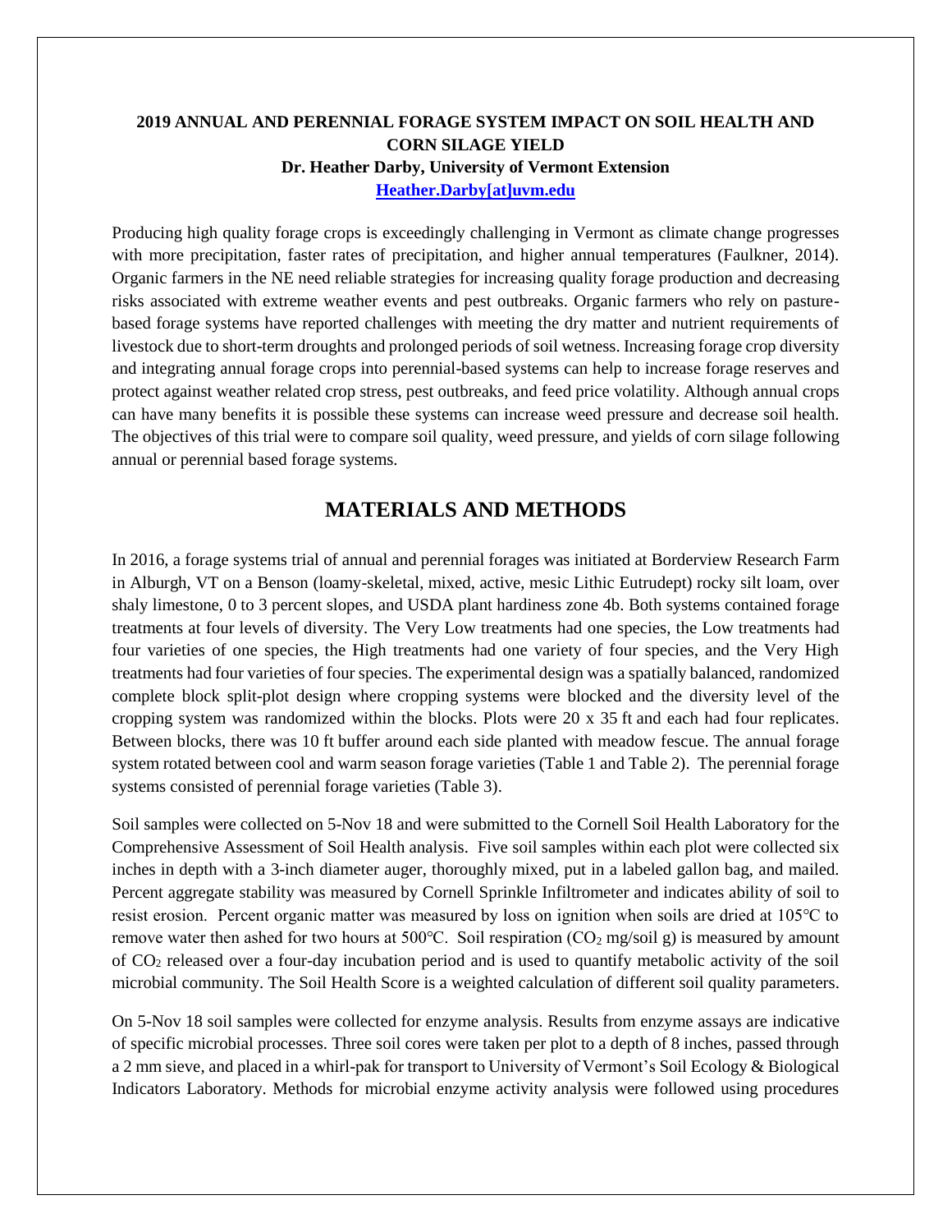**2019 ANNUAL AND PERENNIAL FORAGE SYSTEM IMPACT ON SOIL HEALTH AND CORN SILAGE YIELD**
**Dr. Heather Darby, University of Vermont Extension**
**Heather.Darby[at]uvm.edu**

Producing high quality forage crops is exceedingly challenging in Vermont as climate change progresses with more precipitation, faster rates of precipitation, and higher annual temperatures (Faulkner, 2014). Organic farmers in the NE need reliable strategies for increasing quality forage production and decreasing risks associated with extreme weather events and pest outbreaks. Organic farmers who rely on pasture-based forage systems have reported challenges with meeting the dry matter and nutrient requirements of livestock due to short-term droughts and prolonged periods of soil wetness. Increasing forage crop diversity and integrating annual forage crops into perennial-based systems can help to increase forage reserves and protect against weather related crop stress, pest outbreaks, and feed price volatility. Although annual crops can have many benefits it is possible these systems can increase weed pressure and decrease soil health. The objectives of this trial were to compare soil quality, weed pressure, and yields of corn silage following annual or perennial based forage systems.

## MATERIALS AND METHODS

In 2016, a forage systems trial of annual and perennial forages was initiated at Borderview Research Farm in Alburgh, VT on a Benson (loamy-skeletal, mixed, active, mesic Lithic Eutrudept) rocky silt loam, over shaly limestone, 0 to 3 percent slopes, and USDA plant hardiness zone 4b. Both systems contained forage treatments at four levels of diversity. The Very Low treatments had one species, the Low treatments had four varieties of one species, the High treatments had one variety of four species, and the Very High treatments had four varieties of four species. The experimental design was a spatially balanced, randomized complete block split-plot design where cropping systems were blocked and the diversity level of the cropping system was randomized within the blocks. Plots were 20 x 35 ft and each had four replicates. Between blocks, there was 10 ft buffer around each side planted with meadow fescue. The annual forage system rotated between cool and warm season forage varieties (Table 1 and Table 2). The perennial forage systems consisted of perennial forage varieties (Table 3).

Soil samples were collected on 5-Nov 18 and were submitted to the Cornell Soil Health Laboratory for the Comprehensive Assessment of Soil Health analysis. Five soil samples within each plot were collected six inches in depth with a 3-inch diameter auger, thoroughly mixed, put in a labeled gallon bag, and mailed. Percent aggregate stability was measured by Cornell Sprinkle Infiltrometer and indicates ability of soil to resist erosion. Percent organic matter was measured by loss on ignition when soils are dried at 105°C to remove water then ashed for two hours at 500°C. Soil respiration ($CO_2$ mg/soil g) is measured by amount of $CO_2$ released over a four-day incubation period and is used to quantify metabolic activity of the soil microbial community. The Soil Health Score is a weighted calculation of different soil quality parameters.

On 5-Nov 18 soil samples were collected for enzyme analysis. Results from enzyme assays are indicative of specific microbial processes. Three soil cores were taken per plot to a depth of 8 inches, passed through a 2 mm sieve, and placed in a whirl-pak for transport to University of Vermont's Soil Ecology & Biological Indicators Laboratory. Methods for microbial enzyme activity analysis were followed using procedures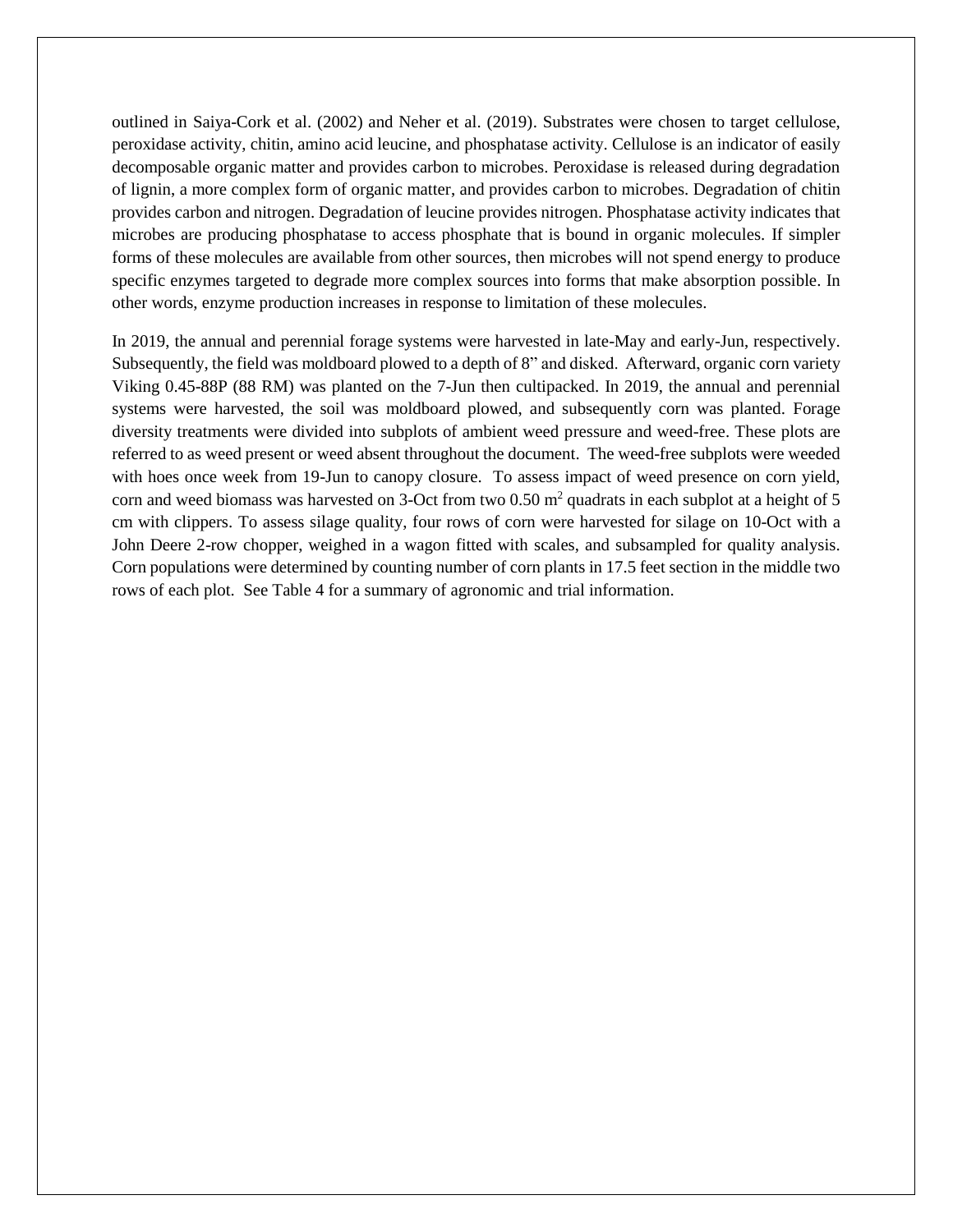outlined in Saiya-Cork et al. (2002) and Neher et al. (2019). Substrates were chosen to target cellulose, peroxidase activity, chitin, amino acid leucine, and phosphatase activity. Cellulose is an indicator of easily decomposable organic matter and provides carbon to microbes. Peroxidase is released during degradation of lignin, a more complex form of organic matter, and provides carbon to microbes. Degradation of chitin provides carbon and nitrogen. Degradation of leucine provides nitrogen. Phosphatase activity indicates that microbes are producing phosphatase to access phosphate that is bound in organic molecules. If simpler forms of these molecules are available from other sources, then microbes will not spend energy to produce specific enzymes targeted to degrade more complex sources into forms that make absorption possible. In other words, enzyme production increases in response to limitation of these molecules.

In 2019, the annual and perennial forage systems were harvested in late-May and early-Jun, respectively. Subsequently, the field was moldboard plowed to a depth of 8" and disked. Afterward, organic corn variety Viking 0.45-88P (88 RM) was planted on the 7-Jun then cultipacked. In 2019, the annual and perennial systems were harvested, the soil was moldboard plowed, and subsequently corn was planted. Forage diversity treatments were divided into subplots of ambient weed pressure and weed-free. These plots are referred to as weed present or weed absent throughout the document. The weed-free subplots were weeded with hoes once week from 19-Jun to canopy closure. To assess impact of weed presence on corn yield, corn and weed biomass was harvested on 3-Oct from two 0.50 $m^2$ quadrats in each subplot at a height of 5 cm with clippers. To assess silage quality, four rows of corn were harvested for silage on 10-Oct with a John Deere 2-row chopper, weighed in a wagon fitted with scales, and subsampled for quality analysis. Corn populations were determined by counting number of corn plants in 17.5 feet section in the middle two rows of each plot. See Table 4 for a summary of agronomic and trial information.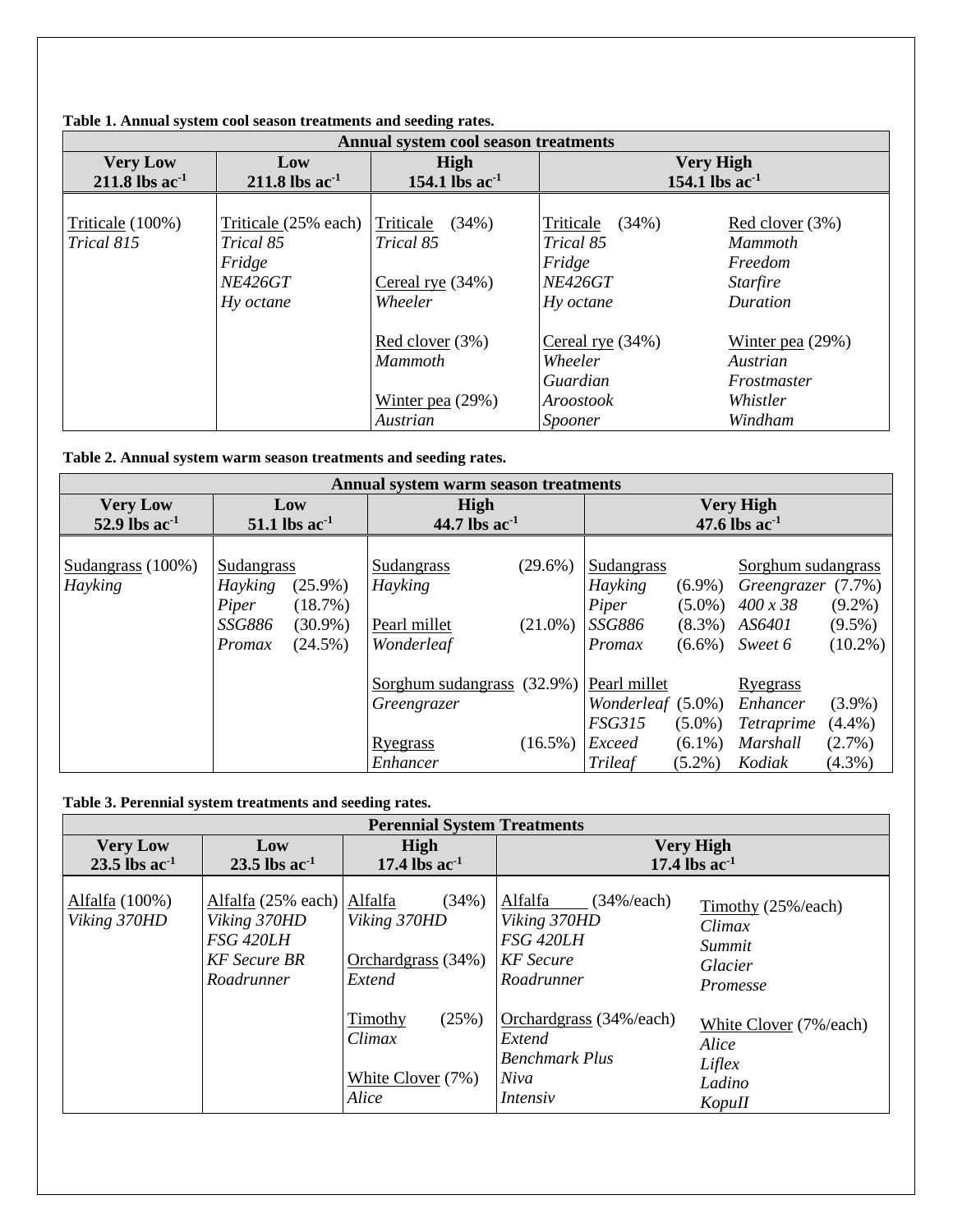**Table 1. Annual system cool season treatments and seeding rates.**

| Annual system cool season treatments | | | | |
|---|---|---|---|---|
| **Very Low** 211.8 lbs $ac^{-1}$ | **Low** 211.8 lbs $ac^{-1}$ | **High** 154.1 lbs $ac^{-1}$ | **Very High** 154.1 lbs $ac^{-1}$ | |
| Triticale (100%)<br>*Trical 815* | Triticale (25% each)<br>*Trical 85*<br>*Fridge*<br>*NE426GT*<br>*Hy octane* | Triticale (34%)<br>*Trical 85*<br><br>Cereal rye (34%)<br>*Wheeler*<br><br>Red clover (3%)<br>*Mammoth*<br><br>Winter pea (29%)<br>*Austrian* | Triticale (34%)<br>*Trical 85*<br>*Fridge*<br>*NE426GT*<br>*Hy octane*<br><br>Cereal rye (34%)<br>*Wheeler*<br>*Guardian*<br>*Aroostook*<br>*Spooner* | Red clover (3%)<br>*Mammoth*<br>*Freedom*<br>*Starfire*<br>*Duration*<br><br>Winter pea (29%)<br>*Austrian*<br>*Frostmaster*<br>*Whistler*<br>*Windham* |

**Table 2. Annual system warm season treatments and seeding rates.**

| Annual system warm season treatments | | | | |
|---|---|---|---|---|
| **Very Low** 52.9 lbs $ac^{-1}$ | **Low** 51.1 lbs $ac^{-1}$ | **High** 44.7 lbs $ac^{-1}$ | **Very High** 47.6 lbs $ac^{-1}$ | |
| Sudangrass (100%)<br>*Hayking* | Sudangrass<br>*Hayking* (25.9%)<br>*Piper* (18.7%)<br>*SSG886* (30.9%)<br>*Promax* (24.5%) | Sudangrass (29.6%)<br>*Hayking*<br><br>Pearl millet (21.0%)<br>*Wonderleaf*<br><br>Sorghum sudangrass (32.9%)<br>*Greengrazer*<br><br>Ryegrass (16.5%)<br>*Enhancer* | Sudangrass<br>*Hayking* (6.9%)<br>*Piper* (5.0%)<br>*SSG886* (8.3%)<br>*Promax* (6.6%)<br><br>Pearl millet<br>*Wonderleaf* (5.0%)<br>*FSG315* (5.0%)<br>*Exceed* (6.1%)<br>*Trileaf* (5.2%) | Sorghum sudangrass<br>*Greengrazer* (7.7%)<br>*400 x 38* (9.2%)<br>*AS6401* (9.5%)<br>*Sweet 6* (10.2%)<br><br>Ryegrass<br>*Enhancer* (3.9%)<br>*Tetraprime* (4.4%)<br>*Marshall* (2.7%)<br>*Kodiak* (4.3%) |

**Table 3. Perennial system treatments and seeding rates.**

| Perennial System Treatments | | | | |
|---|---|---|---|---|
| **Very Low** 23.5 lbs $ac^{-1}$ | **Low** 23.5 lbs $ac^{-1}$ | **High** 17.4 lbs $ac^{-1}$ | **Very High** 17.4 lbs $ac^{-1}$ | |
| Alfalfa (100%)<br>*Viking 370HD* | Alfalfa (25% each)<br>*Viking 370HD*<br>*FSG 420LH*<br>*KF Secure BR*<br>*Roadrunner* | Alfalfa (34%)<br>*Viking 370HD*<br><br>Orchardgrass (34%)<br>*Extend*<br><br>Timothy (25%)<br>*Climax*<br><br>White Clover (7%)<br>*Alice* | Alfalfa (34%/each)<br>*Viking 370HD*<br>*FSG 420LH*<br>*KF Secure*<br>*Roadrunner*<br><br>Orchardgrass (34%/each)<br>*Extend*<br>*Benchmark Plus*<br>*Niva*<br>*Intensiv* | Timothy (25%/each)<br>*Climax*<br>*Summit*<br>*Glacier*<br>*Promesse*<br><br>White Clover (7%/each)<br>*Alice*<br>*Liflex*<br>*Ladino*<br>*KopuII* |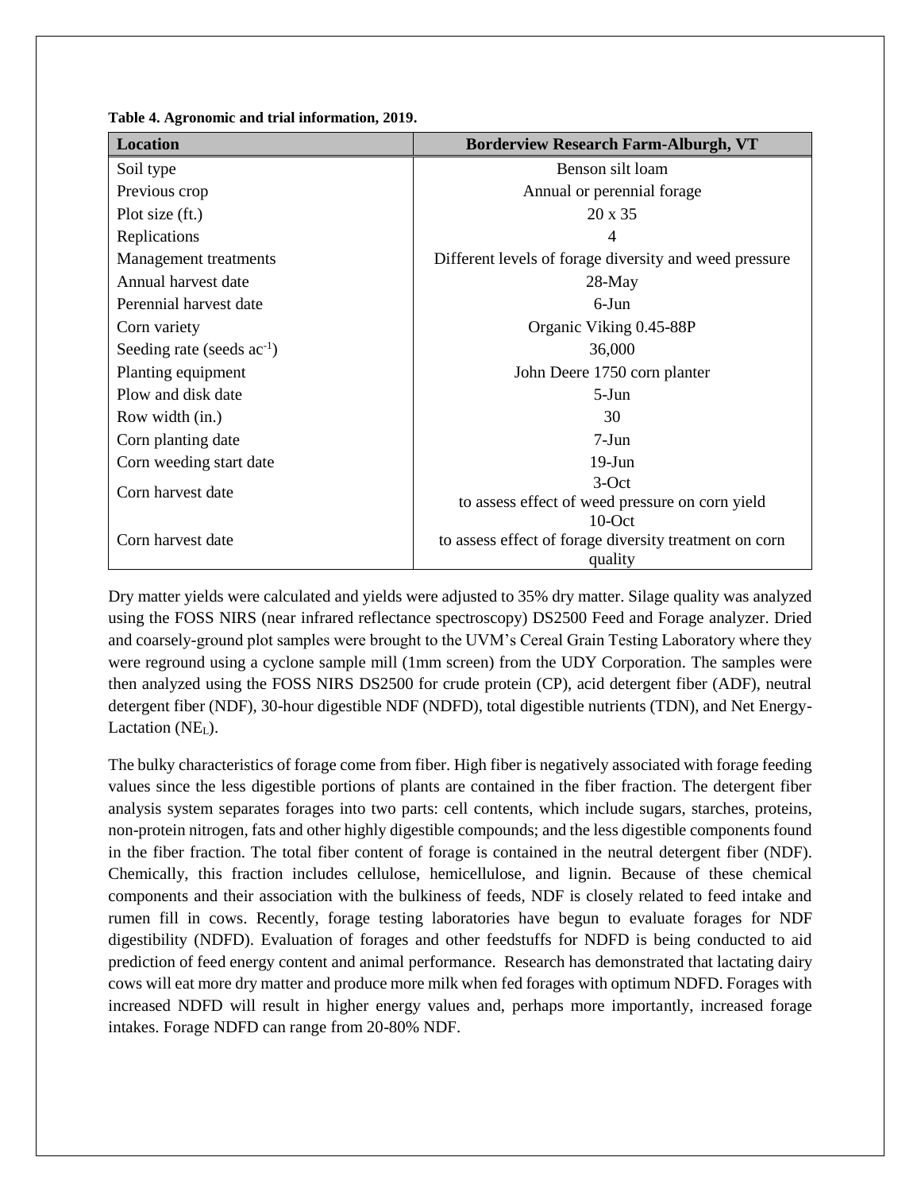**Table 4. Agronomic and trial information, 2019.**

| Location | Borderview Research Farm-Alburgh, VT |
|---|---|
| Soil type | Benson silt loam |
| Previous crop | Annual or perennial forage |
| Plot size (ft.) | 20 x 35 |
| Replications | 4 |
| Management treatments | Different levels of forage diversity and weed pressure |
| Annual harvest date | 28-May |
| Perennial harvest date | 6-Jun |
| Corn variety | Organic Viking 0.45-88P |
| Seeding rate (seeds $ac^{-1}$) | 36,000 |
| Planting equipment | John Deere 1750 corn planter |
| Plow and disk date | 5-Jun |
| Row width (in.) | 30 |
| Corn planting date | 7-Jun |
| Corn weeding start date | 19-Jun |
| Corn harvest date | 3-Oct to assess effect of weed pressure on corn yield |
| Corn harvest date | 10-Oct to assess effect of forage diversity treatment on corn quality |

Dry matter yields were calculated and yields were adjusted to 35% dry matter. Silage quality was analyzed using the FOSS NIRS (near infrared reflectance spectroscopy) DS2500 Feed and Forage analyzer. Dried and coarsely-ground plot samples were brought to the UVM's Cereal Grain Testing Laboratory where they were reground using a cyclone sample mill (1mm screen) from the UDY Corporation. The samples were then analyzed using the FOSS NIRS DS2500 for crude protein (CP), acid detergent fiber (ADF), neutral detergent fiber (NDF), 30-hour digestible NDF (NDFD), total digestible nutrients (TDN), and Net Energy-Lactation ($NE_L$).

The bulky characteristics of forage come from fiber. High fiber is negatively associated with forage feeding values since the less digestible portions of plants are contained in the fiber fraction. The detergent fiber analysis system separates forages into two parts: cell contents, which include sugars, starches, proteins, non-protein nitrogen, fats and other highly digestible compounds; and the less digestible components found in the fiber fraction. The total fiber content of forage is contained in the neutral detergent fiber (NDF). Chemically, this fraction includes cellulose, hemicellulose, and lignin. Because of these chemical components and their association with the bulkiness of feeds, NDF is closely related to feed intake and rumen fill in cows. Recently, forage testing laboratories have begun to evaluate forages for NDF digestibility (NDFD). Evaluation of forages and other feedstuffs for NDFD is being conducted to aid prediction of feed energy content and animal performance. Research has demonstrated that lactating dairy cows will eat more dry matter and produce more milk when fed forages with optimum NDFD. Forages with increased NDFD will result in higher energy values and, perhaps more importantly, increased forage intakes. Forage NDFD can range from 20-80% NDF.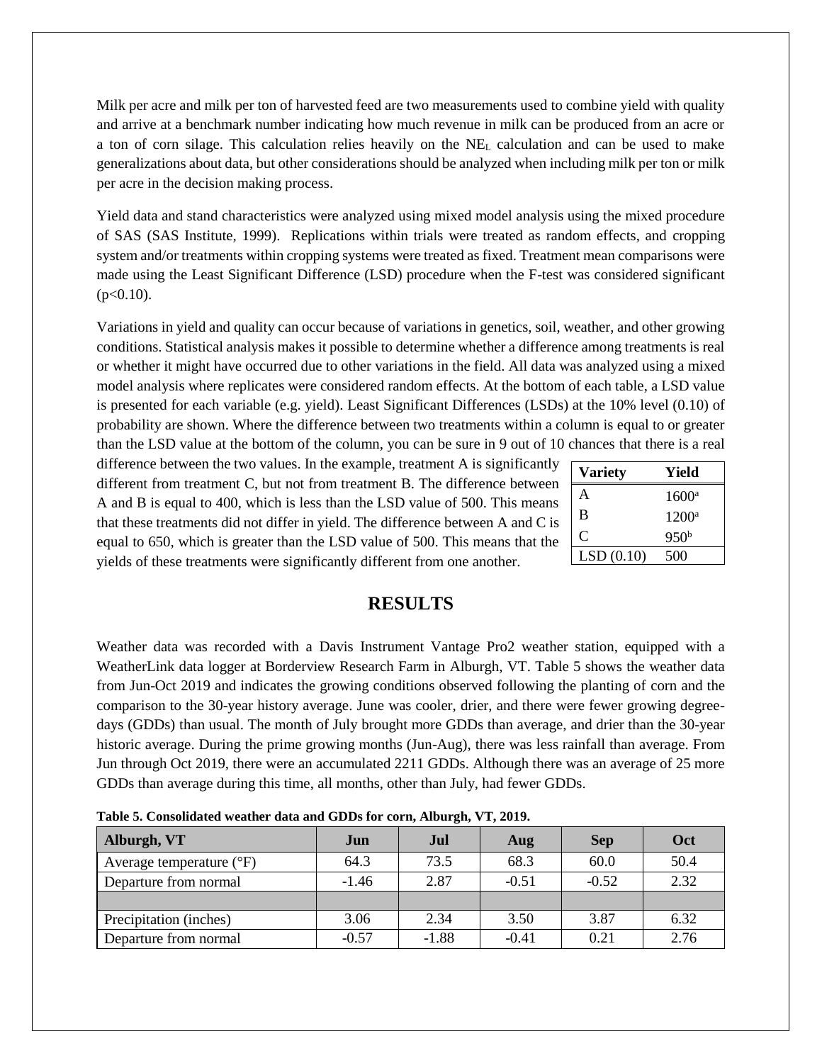Milk per acre and milk per ton of harvested feed are two measurements used to combine yield with quality and arrive at a benchmark number indicating how much revenue in milk can be produced from an acre or a ton of corn silage. This calculation relies heavily on the $NE_L$ calculation and can be used to make generalizations about data, but other considerations should be analyzed when including milk per ton or milk per acre in the decision making process.

Yield data and stand characteristics were analyzed using mixed model analysis using the mixed procedure of SAS (SAS Institute, 1999). Replications within trials were treated as random effects, and cropping system and/or treatments within cropping systems were treated as fixed. Treatment mean comparisons were made using the Least Significant Difference (LSD) procedure when the F-test was considered significant ($p<0.10$).

Variations in yield and quality can occur because of variations in genetics, soil, weather, and other growing conditions. Statistical analysis makes it possible to determine whether a difference among treatments is real or whether it might have occurred due to other variations in the field. All data was analyzed using a mixed model analysis where replicates were considered random effects. At the bottom of each table, a LSD value is presented for each variable (e.g. yield). Least Significant Differences (LSDs) at the 10% level (0.10) of probability are shown. Where the difference between two treatments within a column is equal to or greater than the LSD value at the bottom of the column, you can be sure in 9 out of 10 chances that there is a real difference between the two values. In the example, treatment A is significantly different from treatment C, but not from treatment B. The difference between A and B is equal to 400, which is less than the LSD value of 500. This means that these treatments did not differ in yield. The difference between A and C is equal to 650, which is greater than the LSD value of 500. This means that the yields of these treatments were significantly different from one another.

| Variety | Yield |
|---|---|
| A | 1600[a] |
| B | 1200[a] |
| C | 950[b] |
| LSD (0.10) | 500 |

## RESULTS

Weather data was recorded with a Davis Instrument Vantage Pro2 weather station, equipped with a WeatherLink data logger at Borderview Research Farm in Alburgh, VT. Table 5 shows the weather data from Jun-Oct 2019 and indicates the growing conditions observed following the planting of corn and the comparison to the 30-year history average. June was cooler, drier, and there were fewer growing degree-days (GDDs) than usual. The month of July brought more GDDs than average, and drier than the 30-year historic average. During the prime growing months (Jun-Aug), there was less rainfall than average. From Jun through Oct 2019, there were an accumulated 2211 GDDs. Although there was an average of 25 more GDDs than average during this time, all months, other than July, had fewer GDDs.

**Table 5. Consolidated weather data and GDDs for corn, Alburgh, VT, 2019.**

| Alburgh, VT | Jun | Jul | Aug | Sep | Oct |
|---|---|---|---|---|---|
| Average temperature (°F) | 64.3 | 73.5 | 68.3 | 60.0 | 50.4 |
| Departure from normal | -1.46 | 2.87 | -0.51 | -0.52 | 2.32 |
| | | | | | |
| Precipitation (inches) | 3.06 | 2.34 | 3.50 | 3.87 | 6.32 |
| Departure from normal | -0.57 | -1.88 | -0.41 | 0.21 | 2.76 |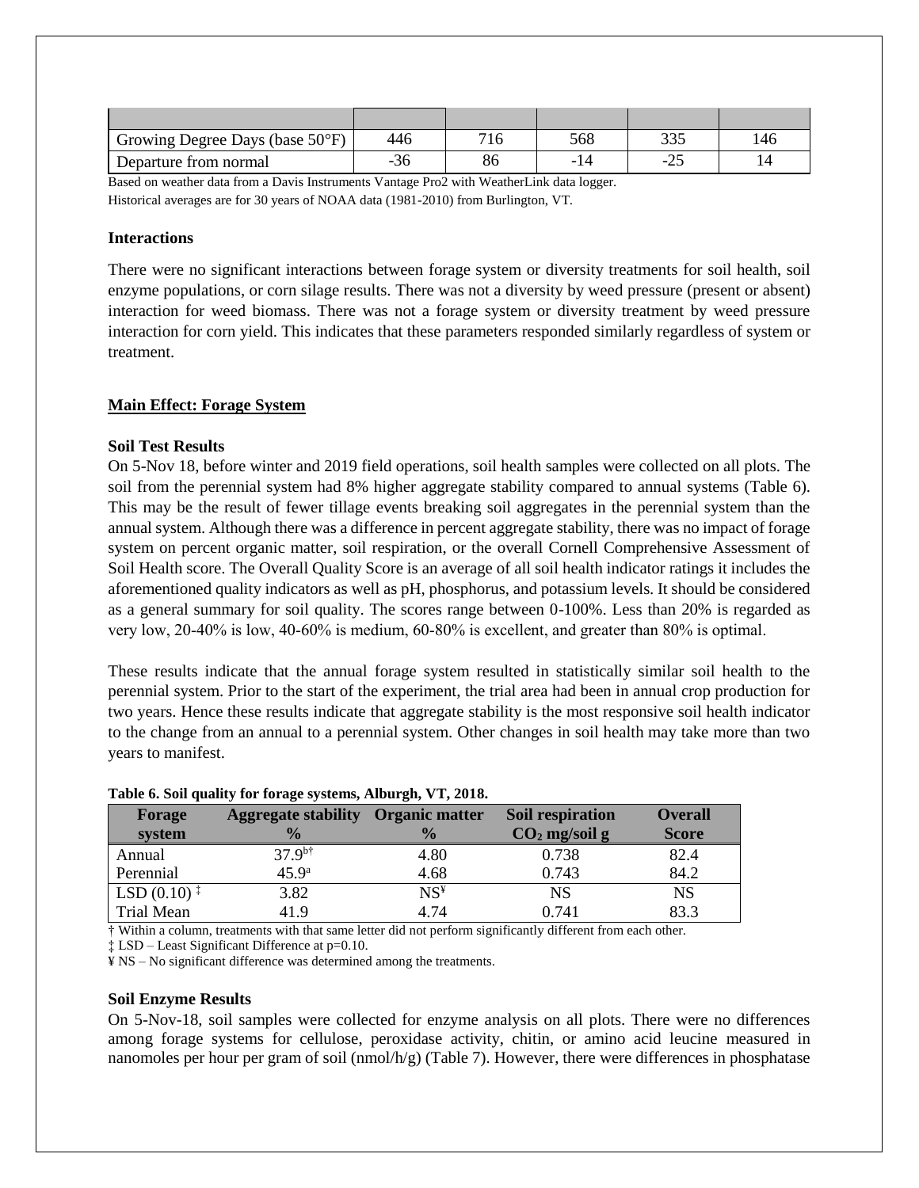| | | | | | |
|---|---|---|---|---|---|
| Growing Degree Days (base 50°F) | 446 | 716 | 568 | 335 | 146 |
| Departure from normal | -36 | 86 | -14 | -25 | 14 |

Based on weather data from a Davis Instruments Vantage Pro2 with WeatherLink data logger.
Historical averages are for 30 years of NOAA data (1981-2010) from Burlington, VT.

**Interactions**

There were no significant interactions between forage system or diversity treatments for soil health, soil enzyme populations, or corn silage results. There was not a diversity by weed pressure (present or absent) interaction for weed biomass. There was not a forage system or diversity treatment by weed pressure interaction for corn yield. This indicates that these parameters responded similarly regardless of system or treatment.

**Main Effect: Forage System**

**Soil Test Results**

On 5-Nov 18, before winter and 2019 field operations, soil health samples were collected on all plots. The soil from the perennial system had 8% higher aggregate stability compared to annual systems (Table 6). This may be the result of fewer tillage events breaking soil aggregates in the perennial system than the annual system. Although there was a difference in percent aggregate stability, there was no impact of forage system on percent organic matter, soil respiration, or the overall Cornell Comprehensive Assessment of Soil Health score. The Overall Quality Score is an average of all soil health indicator ratings it includes the aforementioned quality indicators as well as pH, phosphorus, and potassium levels. It should be considered as a general summary for soil quality. The scores range between 0-100%. Less than 20% is regarded as very low, 20-40% is low, 40-60% is medium, 60-80% is excellent, and greater than 80% is optimal.

These results indicate that the annual forage system resulted in statistically similar soil health to the perennial system. Prior to the start of the experiment, the trial area had been in annual crop production for two years. Hence these results indicate that aggregate stability is the most responsive soil health indicator to the change from an annual to a perennial system. Other changes in soil health may take more than two years to manifest.

**Table 6. Soil quality for forage systems, Alburgh, VT, 2018.**

| Forage system | Aggregate stability % | Organic matter % | Soil respiration $CO_2$ mg/soil g | Overall Score |
|---|---|---|---|---|
| Annual | 37.9[b†] | 4.80 | 0.738 | 82.4 |
| Perennial | 45.9[a] | 4.68 | 0.743 | 84.2 |
| LSD (0.10) ‡ | 3.82 | NS¥ | NS | NS |
| Trial Mean | 41.9 | 4.74 | 0.741 | 83.3 |

† Within a column, treatments with that same letter did not perform significantly different from each other.
‡ LSD – Least Significant Difference at p=0.10.
¥ NS – No significant difference was determined among the treatments.

**Soil Enzyme Results**

On 5-Nov-18, soil samples were collected for enzyme analysis on all plots. There were no differences among forage systems for cellulose, peroxidase activity, chitin, or amino acid leucine measured in nanomoles per hour per gram of soil (nmol/h/g) (Table 7). However, there were differences in phosphatase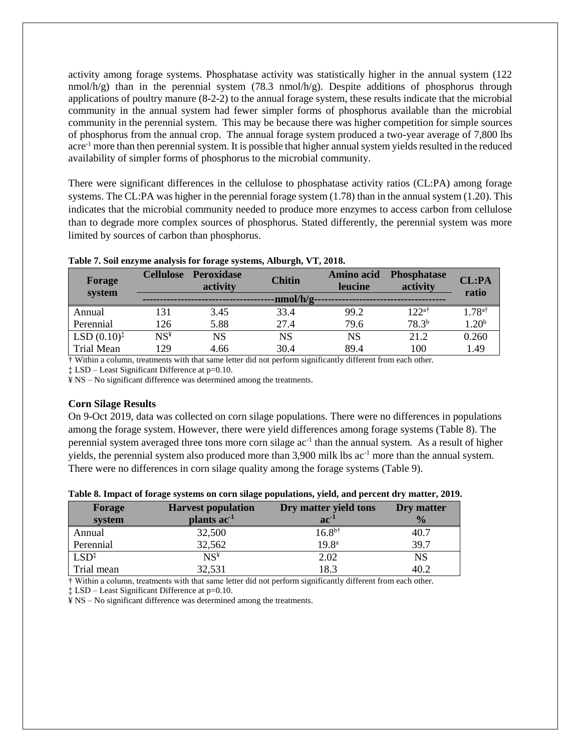activity among forage systems. Phosphatase activity was statistically higher in the annual system (122 nmol/h/g) than in the perennial system (78.3 nmol/h/g). Despite additions of phosphorus through applications of poultry manure (8-2-2) to the annual forage system, these results indicate that the microbial community in the annual system had fewer simpler forms of phosphorus available than the microbial community in the perennial system. This may be because there was higher competition for simple sources of phosphorus from the annual crop. The annual forage system produced a two-year average of 7,800 lbs acre$^{-1}$ more than then perennial system. It is possible that higher annual system yields resulted in the reduced availability of simpler forms of phosphorus to the microbial community.

There were significant differences in the cellulose to phosphatase activity ratios (CL:PA) among forage systems. The CL:PA was higher in the perennial forage system (1.78) than in the annual system (1.20). This indicates that the microbial community needed to produce more enzymes to access carbon from cellulose than to degrade more complex sources of phosphorus. Stated differently, the perennial system was more limited by sources of carbon than phosphorus.

**Table 7. Soil enzyme analysis for forage systems, Alburgh, VT, 2018.**

| Forage system | Cellulose | Peroxidase activity | Chitin | Amino acid leucine | Phosphatase activity | CL:PA ratio |
|---|---|---|---|---|---|---|
| | nmol/h/g | | | | | |
| Annual | 131 | 3.45 | 33.4 | 99.2 | 122[a†] | 1.78[a†] |
| Perennial | 126 | 5.88 | 27.4 | 79.6 | 78.3[b] | 1.20[b] |
| LSD (0.10)[‡] | NS[¥] | NS | NS | NS | 21.2 | 0.260 |
| Trial Mean | 129 | 4.66 | 30.4 | 89.4 | 100 | 1.49 |

† Within a column, treatments with that same letter did not perform significantly different from each other.

‡ LSD – Least Significant Difference at p=0.10.

¥ NS – No significant difference was determined among the treatments.

### Corn Silage Results

On 9-Oct 2019, data was collected on corn silage populations. There were no differences in populations among the forage system. However, there were yield differences among forage systems (Table 8). The perennial system averaged three tons more corn silage ac$^{-1}$ than the annual system. As a result of higher yields, the perennial system also produced more than 3,900 milk lbs ac$^{-1}$ more than the annual system. There were no differences in corn silage quality among the forage systems (Table 9).

**Table 8. Impact of forage systems on corn silage populations, yield, and percent dry matter, 2019.**

| Forage system | Harvest population plants ac$^{-1}$ | Dry matter yield tons ac$^{-1}$ | Dry matter % |
|---|---|---|---|
| Annual | 32,500 | 16.8[b†] | 40.7 |
| Perennial | 32,562 | 19.8[a] | 39.7 |
| LSD[‡] | NS[¥] | 2.02 | NS |
| Trial mean | 32,531 | 18.3 | 40.2 |

† Within a column, treatments with that same letter did not perform significantly different from each other.

‡ LSD – Least Significant Difference at p=0.10.

¥ NS – No significant difference was determined among the treatments.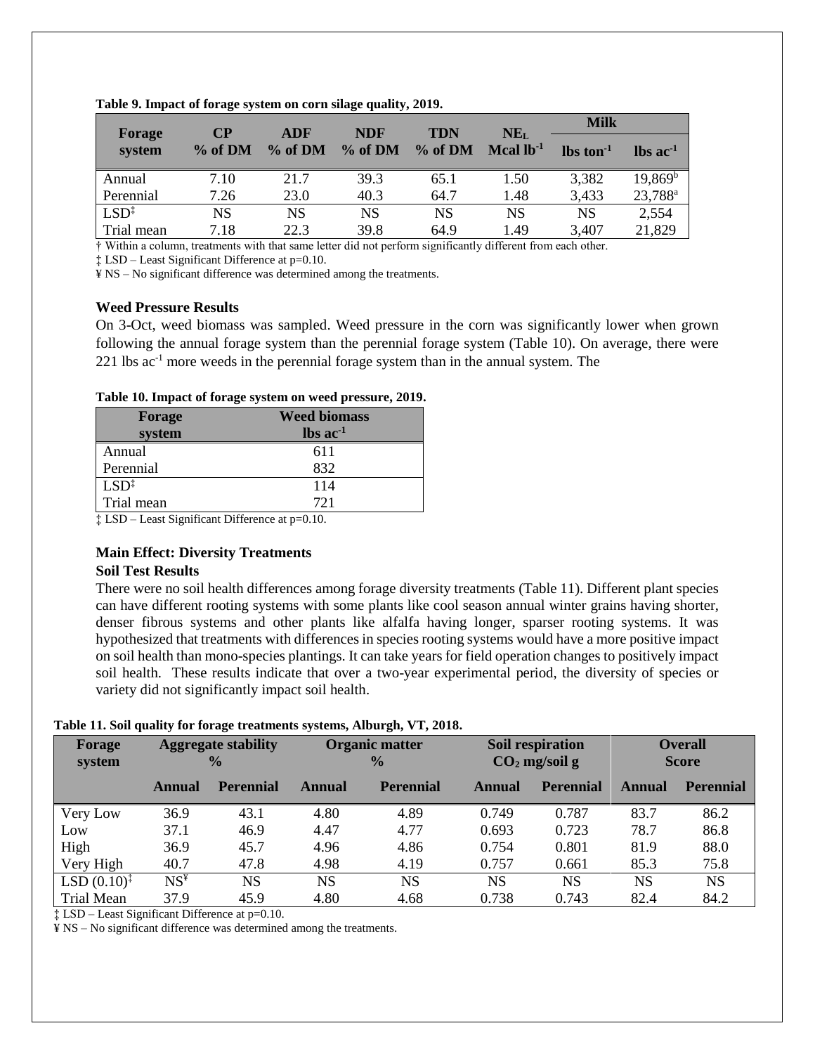**Table 9. Impact of forage system on corn silage quality, 2019.**

| Forage system | CP % of DM | ADF % of DM | NDF % of DM | TDN % of DM | $NE_L$ Mcal $lb^{-1}$ | Milk lbs $ton^{-1}$ | Milk lbs $ac^{-1}$ |
|---|---|---|---|---|---|---|---|
| Annual | 7.10 | 21.7 | 39.3 | 65.1 | 1.50 | 3,382 | 19,869[b] |
| Perennial | 7.26 | 23.0 | 40.3 | 64.7 | 1.48 | 3,433 | 23,788[a] |
| LSD‡ | NS | NS | NS | NS | NS | NS | 2,554 |
| Trial mean | 7.18 | 22.3 | 39.8 | 64.9 | 1.49 | 3,407 | 21,829 |

† Within a column, treatments with that same letter did not perform significantly different from each other.
‡ LSD – Least Significant Difference at p=0.10.
¥ NS – No significant difference was determined among the treatments.

**Weed Pressure Results**

On 3-Oct, weed biomass was sampled. Weed pressure in the corn was significantly lower when grown following the annual forage system than the perennial forage system (Table 10). On average, there were 221 lbs $ac^{-1}$ more weeds in the perennial forage system than in the annual system. The

**Table 10. Impact of forage system on weed pressure, 2019.**

| Forage system | Weed biomass lbs $ac^{-1}$ |
|---|---|
| Annual | 611 |
| Perennial | 832 |
| LSD‡ | 114 |
| Trial mean | 721 |

‡ LSD – Least Significant Difference at p=0.10.

**Main Effect: Diversity Treatments**

**Soil Test Results**

There were no soil health differences among forage diversity treatments (Table 11). Different plant species can have different rooting systems with some plants like cool season annual winter grains having shorter, denser fibrous systems and other plants like alfalfa having longer, sparser rooting systems. It was hypothesized that treatments with differences in species rooting systems would have a more positive impact on soil health than mono-species plantings. It can take years for field operation changes to positively impact soil health. These results indicate that over a two-year experimental period, the diversity of species or variety did not significantly impact soil health.

**Table 11. Soil quality for forage treatments systems, Alburgh, VT, 2018.**

| Forage system | Aggregate stability % | | Organic matter % | | Soil respiration $CO_2$ mg/soil g | | Overall Score | |
|---|---|---|---|---|---|---|---|---|
| | Annual | Perennial | Annual | Perennial | Annual | Perennial | Annual | Perennial |
| Very Low | 36.9 | 43.1 | 4.80 | 4.89 | 0.749 | 0.787 | 83.7 | 86.2 |
| Low | 37.1 | 46.9 | 4.47 | 4.77 | 0.693 | 0.723 | 78.7 | 86.8 |
| High | 36.9 | 45.7 | 4.96 | 4.86 | 0.754 | 0.801 | 81.9 | 88.0 |
| Very High | 40.7 | 47.8 | 4.98 | 4.19 | 0.757 | 0.661 | 85.3 | 75.8 |
| LSD (0.10)‡ | NS¥ | NS | NS | NS | NS | NS | NS | NS |
| Trial Mean | 37.9 | 45.9 | 4.80 | 4.68 | 0.738 | 0.743 | 82.4 | 84.2 |

‡ LSD – Least Significant Difference at p=0.10.
¥ NS – No significant difference was determined among the treatments.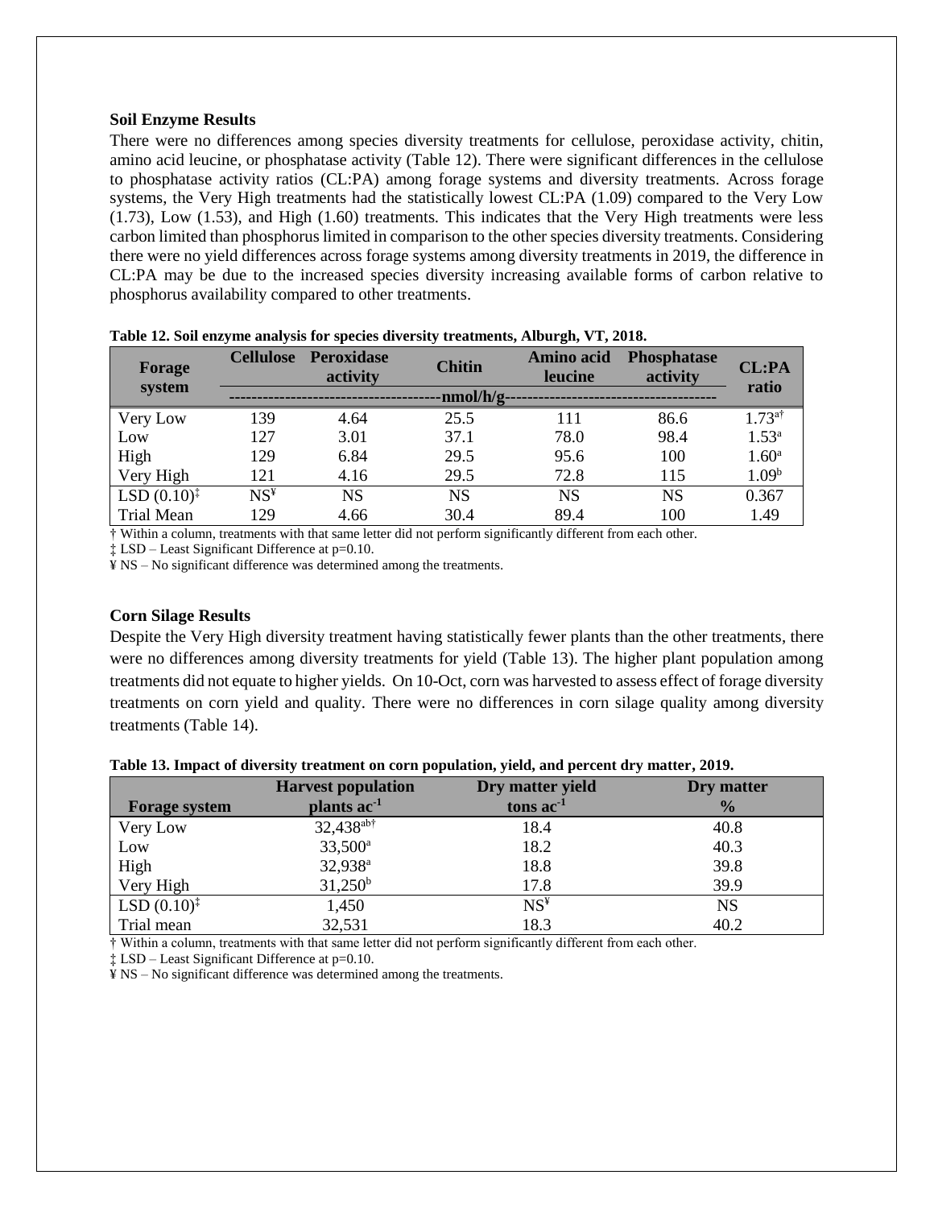### Soil Enzyme Results

There were no differences among species diversity treatments for cellulose, peroxidase activity, chitin, amino acid leucine, or phosphatase activity (Table 12). There were significant differences in the cellulose to phosphatase activity ratios (CL:PA) among forage systems and diversity treatments. Across forage systems, the Very High treatments had the statistically lowest CL:PA (1.09) compared to the Very Low (1.73), Low (1.53), and High (1.60) treatments. This indicates that the Very High treatments were less carbon limited than phosphorus limited in comparison to the other species diversity treatments. Considering there were no yield differences across forage systems among diversity treatments in 2019, the difference in CL:PA may be due to the increased species diversity increasing available forms of carbon relative to phosphorus availability compared to other treatments.

**Table 12. Soil enzyme analysis for species diversity treatments, Alburgh, VT, 2018.**

| Forage system | Cellulose | Peroxidase activity | Chitin | Amino acid leucine | Phosphatase activity | CL:PA ratio |
|---|---|---|---|---|---|---|
| | nmol/h/g | | | | | |
| Very Low | 139 | 4.64 | 25.5 | 111 | 86.6 | 1.73[a†] |
| Low | 127 | 3.01 | 37.1 | 78.0 | 98.4 | 1.53[a] |
| High | 129 | 6.84 | 29.5 | 95.6 | 100 | 1.60[a] |
| Very High | 121 | 4.16 | 29.5 | 72.8 | 115 | 1.09[b] |
| LSD (0.10)‡ | NS¥ | NS | NS | NS | NS | 0.367 |
| Trial Mean | 129 | 4.66 | 30.4 | 89.4 | 100 | 1.49 |

† Within a column, treatments with that same letter did not perform significantly different from each other.

‡ LSD – Least Significant Difference at p=0.10.

¥ NS – No significant difference was determined among the treatments.

### Corn Silage Results

Despite the Very High diversity treatment having statistically fewer plants than the other treatments, there were no differences among diversity treatments for yield (Table 13). The higher plant population among treatments did not equate to higher yields. On 10-Oct, corn was harvested to assess effect of forage diversity treatments on corn yield and quality. There were no differences in corn silage quality among diversity treatments (Table 14).

**Table 13. Impact of diversity treatment on corn population, yield, and percent dry matter, 2019.**

| Forage system | Harvest population plants ac$^{-1}$ | Dry matter yield tons ac$^{-1}$ | Dry matter % |
|---|---|---|---|
| Very Low | 32,438[ab†] | 18.4 | 40.8 |
| Low | 33,500[a] | 18.2 | 40.3 |
| High | 32,938[a] | 18.8 | 39.8 |
| Very High | 31,250[b] | 17.8 | 39.9 |
| LSD (0.10)‡ | 1,450 | NS¥ | NS |
| Trial mean | 32,531 | 18.3 | 40.2 |

† Within a column, treatments with that same letter did not perform significantly different from each other.

‡ LSD – Least Significant Difference at p=0.10.

¥ NS – No significant difference was determined among the treatments.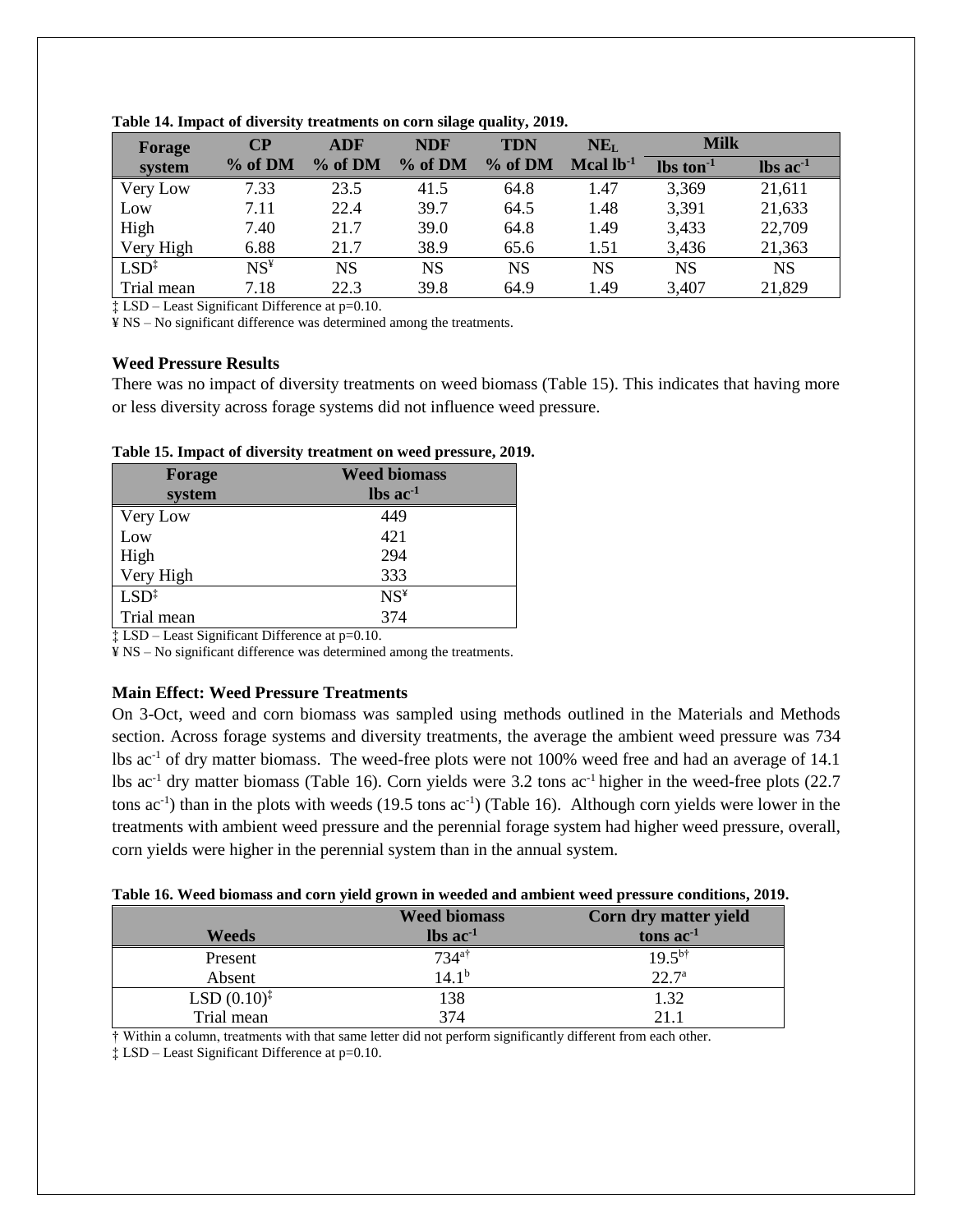**Table 14. Impact of diversity treatments on corn silage quality, 2019.**

| Forage system | CP % of DM | ADF % of DM | NDF % of DM | TDN % of DM | $NE_L$ Mcal $lb^{-1}$ | Milk | |
|---|---|---|---|---|---|---|---|
| | | | | | | lbs $ton^{-1}$ | lbs $ac^{-1}$ |
| Very Low | 7.33 | 23.5 | 41.5 | 64.8 | 1.47 | 3,369 | 21,611 |
| Low | 7.11 | 22.4 | 39.7 | 64.5 | 1.48 | 3,391 | 21,633 |
| High | 7.40 | 21.7 | 39.0 | 64.8 | 1.49 | 3,433 | 22,709 |
| Very High | 6.88 | 21.7 | 38.9 | 65.6 | 1.51 | 3,436 | 21,363 |
| LSD‡ | NS¥ | NS | NS | NS | NS | NS | NS |
| Trial mean | 7.18 | 22.3 | 39.8 | 64.9 | 1.49 | 3,407 | 21,829 |

‡ LSD – Least Significant Difference at p=0.10.
¥ NS – No significant difference was determined among the treatments.

### Weed Pressure Results

There was no impact of diversity treatments on weed biomass (Table 15). This indicates that having more or less diversity across forage systems did not influence weed pressure.

**Table 15. Impact of diversity treatment on weed pressure, 2019.**

| Forage system | Weed biomass lbs $ac^{-1}$ |
|---|---|
| Very Low | 449 |
| Low | 421 |
| High | 294 |
| Very High | 333 |
| LSD‡ | NS¥ |
| Trial mean | 374 |

‡ LSD – Least Significant Difference at p=0.10.
¥ NS – No significant difference was determined among the treatments.

### Main Effect: Weed Pressure Treatments

On 3-Oct, weed and corn biomass was sampled using methods outlined in the Materials and Methods section. Across forage systems and diversity treatments, the average the ambient weed pressure was 734 lbs $ac^{-1}$ of dry matter biomass. The weed-free plots were not 100% weed free and had an average of 14.1 lbs $ac^{-1}$ dry matter biomass (Table 16). Corn yields were 3.2 tons $ac^{-1}$ higher in the weed-free plots (22.7 tons $ac^{-1}$) than in the plots with weeds (19.5 tons $ac^{-1}$) (Table 16). Although corn yields were lower in the treatments with ambient weed pressure and the perennial forage system had higher weed pressure, overall, corn yields were higher in the perennial system than in the annual system.

**Table 16. Weed biomass and corn yield grown in weeded and ambient weed pressure conditions, 2019.**

| Weeds | Weed biomass lbs $ac^{-1}$ | Corn dry matter yield tons $ac^{-1}$ |
|---|---|---|
| Present | 734[a†] | 19.5[b†] |
| Absent | 14.1[b] | 22.7[a] |
| LSD (0.10)‡ | 138 | 1.32 |
| Trial mean | 374 | 21.1 |

† Within a column, treatments with that same letter did not perform significantly different from each other.
‡ LSD – Least Significant Difference at p=0.10.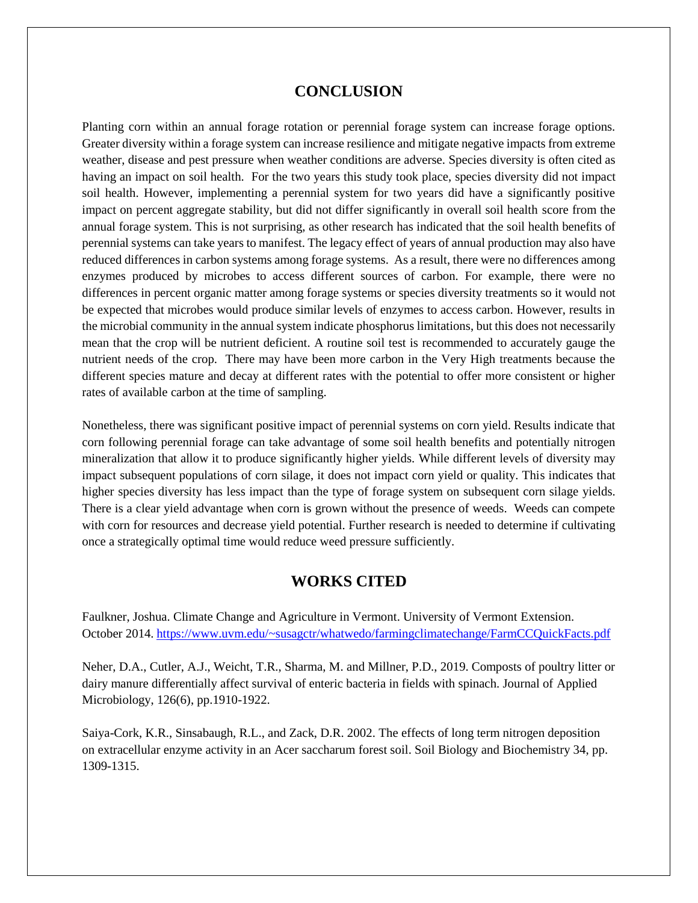## CONCLUSION

Planting corn within an annual forage rotation or perennial forage system can increase forage options. Greater diversity within a forage system can increase resilience and mitigate negative impacts from extreme weather, disease and pest pressure when weather conditions are adverse. Species diversity is often cited as having an impact on soil health. For the two years this study took place, species diversity did not impact soil health. However, implementing a perennial system for two years did have a significantly positive impact on percent aggregate stability, but did not differ significantly in overall soil health score from the annual forage system. This is not surprising, as other research has indicated that the soil health benefits of perennial systems can take years to manifest. The legacy effect of years of annual production may also have reduced differences in carbon systems among forage systems. As a result, there were no differences among enzymes produced by microbes to access different sources of carbon. For example, there were no differences in percent organic matter among forage systems or species diversity treatments so it would not be expected that microbes would produce similar levels of enzymes to access carbon. However, results in the microbial community in the annual system indicate phosphorus limitations, but this does not necessarily mean that the crop will be nutrient deficient. A routine soil test is recommended to accurately gauge the nutrient needs of the crop. There may have been more carbon in the Very High treatments because the different species mature and decay at different rates with the potential to offer more consistent or higher rates of available carbon at the time of sampling.

Nonetheless, there was significant positive impact of perennial systems on corn yield. Results indicate that corn following perennial forage can take advantage of some soil health benefits and potentially nitrogen mineralization that allow it to produce significantly higher yields. While different levels of diversity may impact subsequent populations of corn silage, it does not impact corn yield or quality. This indicates that higher species diversity has less impact than the type of forage system on subsequent corn silage yields. There is a clear yield advantage when corn is grown without the presence of weeds. Weeds can compete with corn for resources and decrease yield potential. Further research is needed to determine if cultivating once a strategically optimal time would reduce weed pressure sufficiently.

## WORKS CITED

Faulkner, Joshua. Climate Change and Agriculture in Vermont. University of Vermont Extension. October 2014. https://www.uvm.edu/~susagctr/whatwedo/farmingclimatechange/FarmCCQuickFacts.pdf

Neher, D.A., Cutler, A.J., Weicht, T.R., Sharma, M. and Millner, P.D., 2019. Composts of poultry litter or dairy manure differentially affect survival of enteric bacteria in fields with spinach. Journal of Applied Microbiology, 126(6), pp.1910-1922.

Saiya-Cork, K.R., Sinsabaugh, R.L., and Zack, D.R. 2002. The effects of long term nitrogen deposition on extracellular enzyme activity in an Acer saccharum forest soil. Soil Biology and Biochemistry 34, pp. 1309-1315.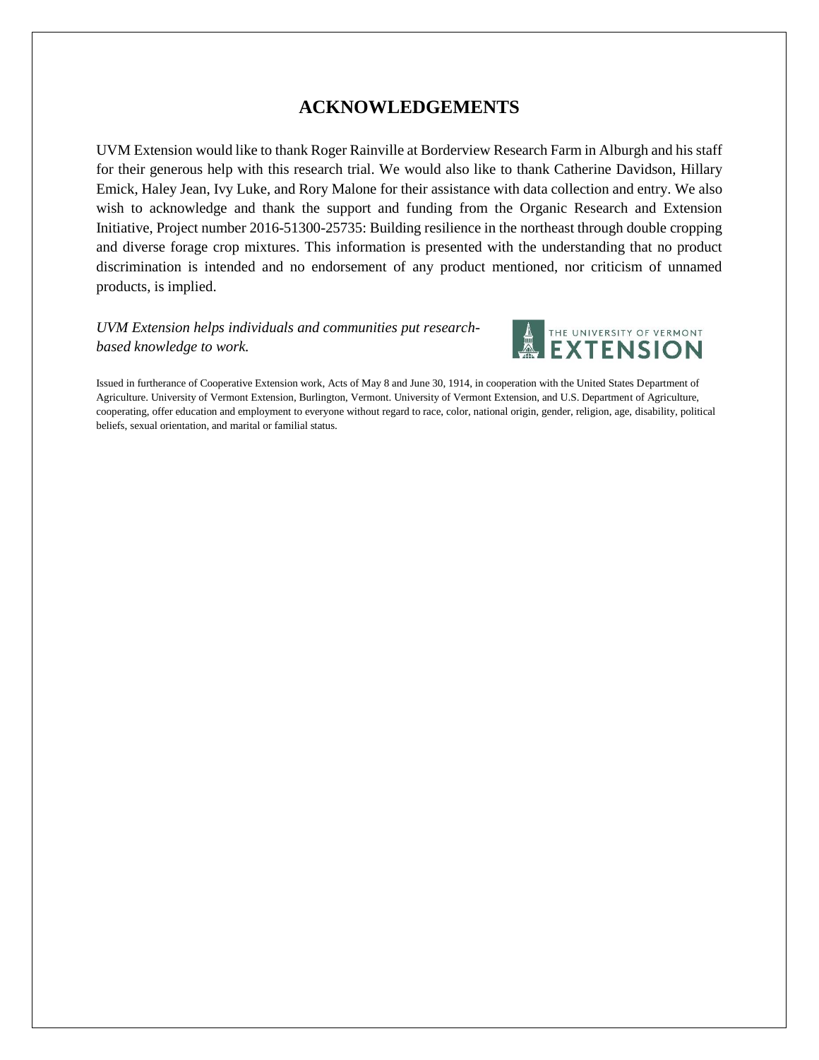## ACKNOWLEDGEMENTS

UVM Extension would like to thank Roger Rainville at Borderview Research Farm in Alburgh and his staff for their generous help with this research trial. We would also like to thank Catherine Davidson, Hillary Emick, Haley Jean, Ivy Luke, and Rory Malone for their assistance with data collection and entry. We also wish to acknowledge and thank the support and funding from the Organic Research and Extension Initiative, Project number 2016-51300-25735: Building resilience in the northeast through double cropping and diverse forage crop mixtures. This information is presented with the understanding that no product discrimination is intended and no endorsement of any product mentioned, nor criticism of unnamed products, is implied.

*UVM Extension helps individuals and communities put research-based knowledge to work.*

THE UNIVERSITY OF VERMONT EXTENSION

Issued in furtherance of Cooperative Extension work, Acts of May 8 and June 30, 1914, in cooperation with the United States Department of Agriculture. University of Vermont Extension, Burlington, Vermont. University of Vermont Extension, and U.S. Department of Agriculture, cooperating, offer education and employment to everyone without regard to race, color, national origin, gender, religion, age, disability, political beliefs, sexual orientation, and marital or familial status.